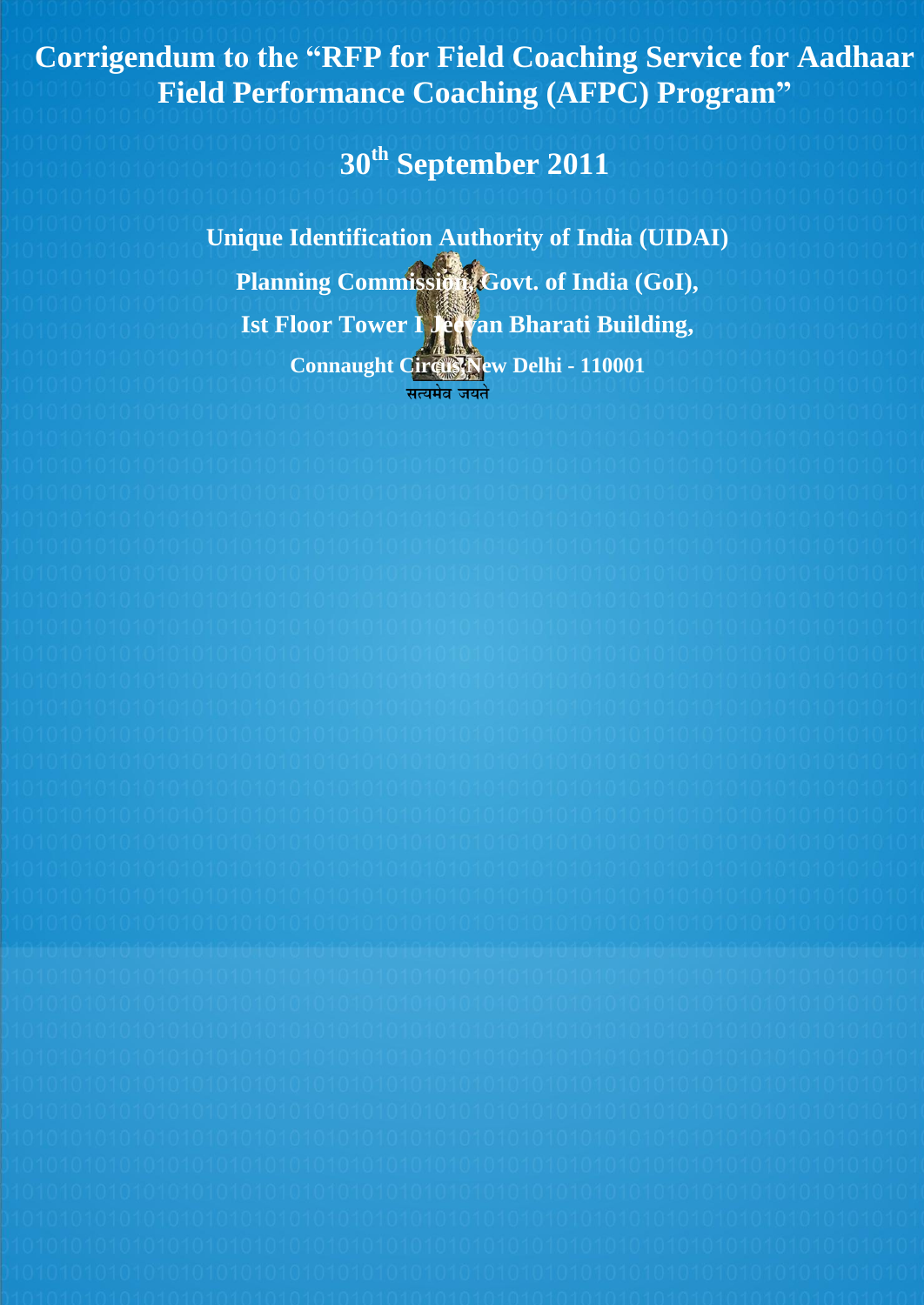# Corrigendum to the "RFP for Field Coaching Service for Aadhaar Field Performance Coaching (AFPC) Program"

## 30th September 2011

**Unique Identification Authority of India (UIDAI)**

**Planning Commission, Govt. of India (GoI),**

**Ist Floor Tower I Jeevan Bharati Building,**

**Connaught Circus New Delhi - 110001**

सत्यमेव जयते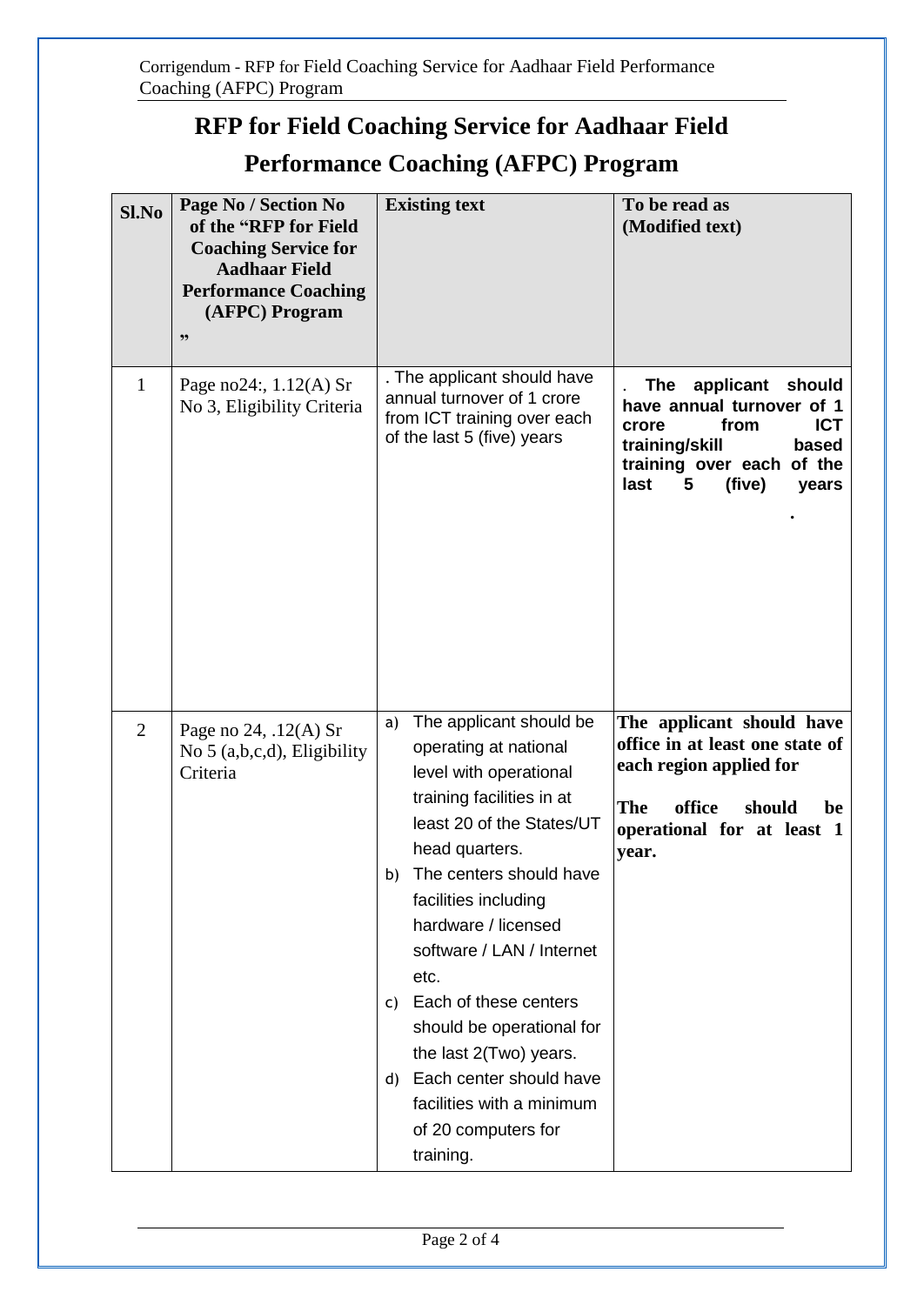# RFP for Field Coaching Service for Aadhaar Field Performance Coaching (AFPC) Program

| Sl.No | Page No / Section No of the "RFP for Field Coaching Service for Aadhaar Field Performance Coaching (AFPC) Program " | Existing text | To be read as (Modified text) |
|---|---|---|---|
| 1 | Page no24:, 1.12(A) Sr No 3, Eligibility Criteria | . The applicant should have annual turnover of 1 crore from ICT training over each of the last 5 (five) years | . **The applicant should have annual turnover of 1 crore from ICT training/skill based training over each of the last 5 (five) years .** |
| 2 | Page no 24, .12(A) Sr No 5 (a,b,c,d), Eligibility Criteria | a) The applicant should be operating at national level with operational training facilities in at least 20 of the States/UT head quarters.<br>b) The centers should have facilities including hardware / licensed software / LAN / Internet etc.<br>c) Each of these centers should be operational for the last 2(Two) years.<br>d) Each center should have facilities with a minimum of 20 computers for training. | **The applicant should have office in at least one state of each region applied for**<br><br>**The office should be operational for at least 1 year.** |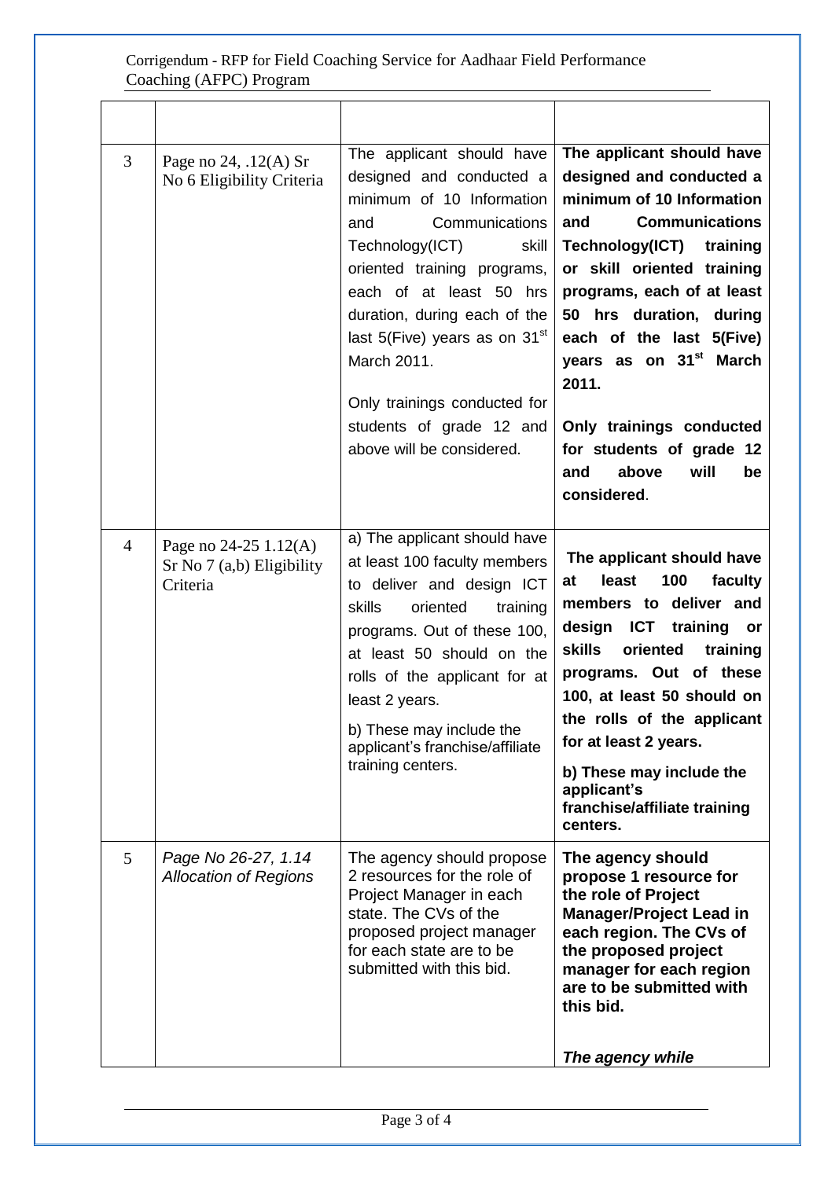| | | | |
|---|---|---|---|
| 3 | Page no 24, .12(A) Sr No 6 Eligibility Criteria | The applicant should have designed and conducted a minimum of 10 Information and Communications Technology(ICT) skill oriented training programs, each of at least 50 hrs duration, during each of the last 5(Five) years as on 31st March 2011.<br><br>Only trainings conducted for students of grade 12 and above will be considered. | **The applicant should have designed and conducted a minimum of 10 Information and Communications Technology(ICT) training or skill oriented training programs, each of at least 50 hrs duration, during each of the last 5(Five) years as on 31st March 2011.**<br><br>**Only trainings conducted for students of grade 12 and above will be considered**. |
| 4 | Page no 24-25 1.12(A) Sr No 7 (a,b) Eligibility Criteria | a) The applicant should have at least 100 faculty members to deliver and design ICT skills oriented training programs. Out of these 100, at least 50 should on the rolls of the applicant for at least 2 years.<br><br>b) These may include the applicant's franchise/affiliate training centers. | **The applicant should have at least 100 faculty members to deliver and design ICT training or skills oriented training programs. Out of these 100, at least 50 should on the rolls of the applicant for at least 2 years.**<br><br>**b) These may include the applicant's franchise/affiliate training centers.** |
| 5 | *Page No 26-27, 1.14 Allocation of Regions* | The agency should propose 2 resources for the role of Project Manager in each state. The CVs of the proposed project manager for each state are to be submitted with this bid. | **The agency should propose 1 resource for the role of Project Manager/Project Lead in each region. The CVs of the proposed project manager for each region are to be submitted with this bid.**<br><br>***The agency while*** |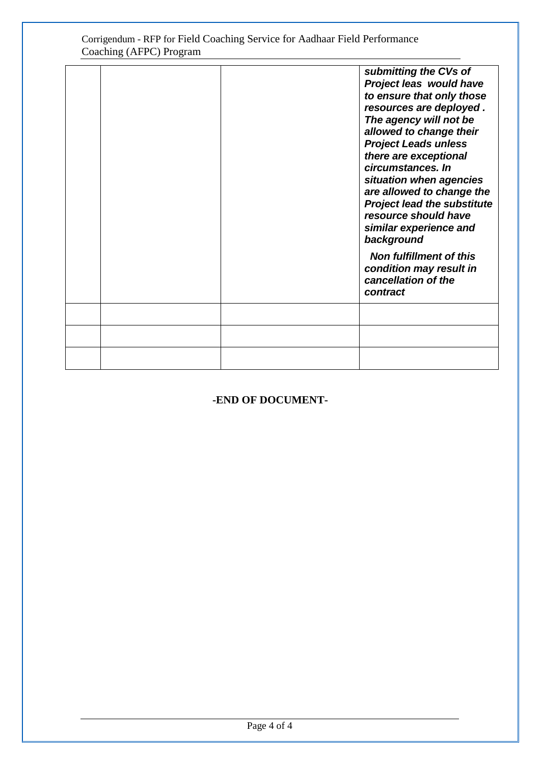| | | | |
|---|---|---|---|
| | | | ***submitting the CVs of Project leas would have to ensure that only those resources are deployed . The agency will not be allowed to change their Project Leads unless there are exceptional circumstances. In situation when agencies are allowed to change the Project lead the substitute resource should have similar experience and background*** <br><br> ***Non fulfillment of this condition may result in cancellation of the contract*** |
| | | | |
| | | | |
| | | | |

**-END OF DOCUMENT-**